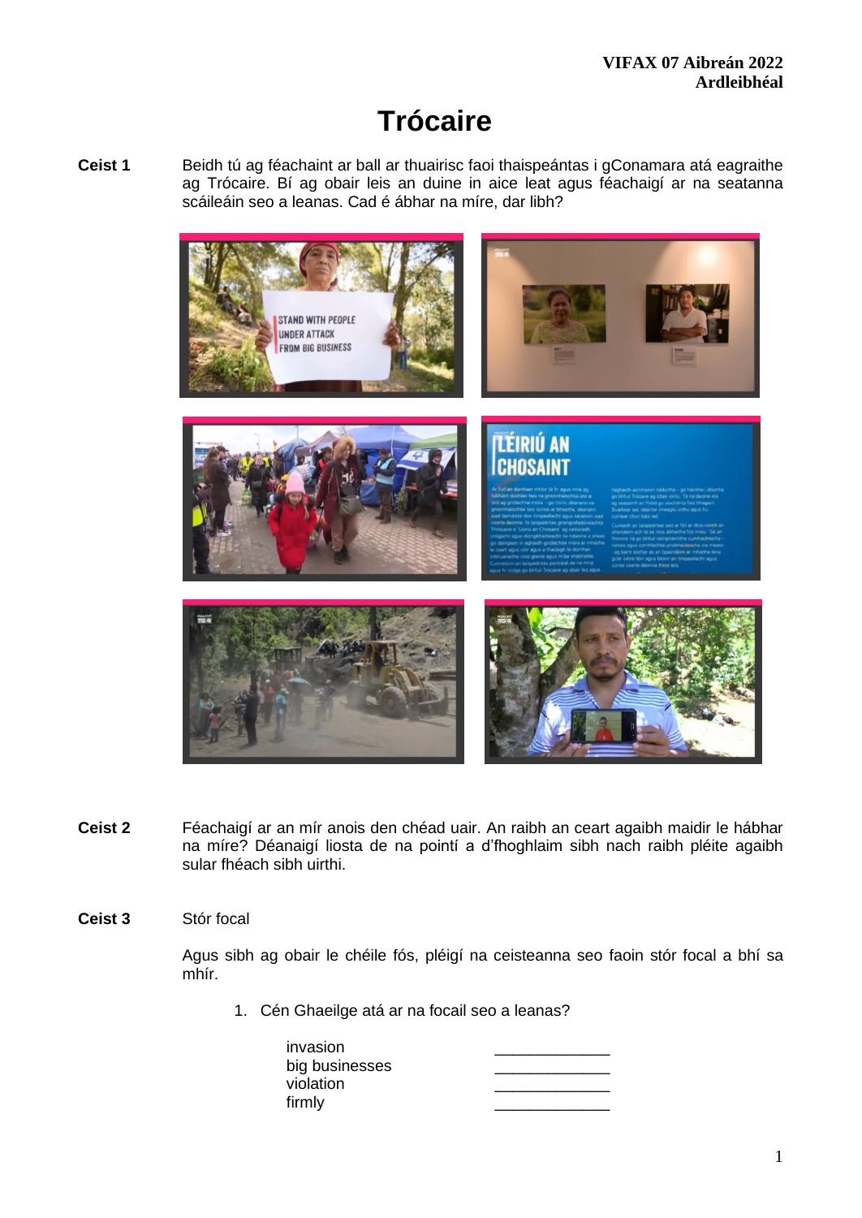**VIFAX 07 Aibreán 2022**
**Ardleibhéal**

# Trócaire

**Ceist 1** Beidh tú ag féachaint ar ball ar thuairisc faoi thaispeántas i gConamara atá eagraithe ag Trócaire. Bí ag obair leis an duine in aice leat agus féachaigí ar na seatanna scáileáin seo a leanas. Cad é ábhar na míre, dar libh?

**Ceist 2** Féachaigí ar an mír anois den chéad uair. An raibh an ceart agaibh maidir le hábhar na míre? Déanaigí liosta de na pointí a d'fhoghlaim sibh nach raibh pléite agaibh sular fhéach sibh uirthi.

**Ceist 3** Stór focal

Agus sibh ag obair le chéile fós, pléigí na ceisteanna seo faoin stór focal a bhí sa mhír.

1. Cén Ghaeilge atá ar na focail seo a leanas?

| | |
|---|---|
| invasion | ____________ |
| big businesses | ____________ |
| violation | ____________ |
| firmly | ____________ |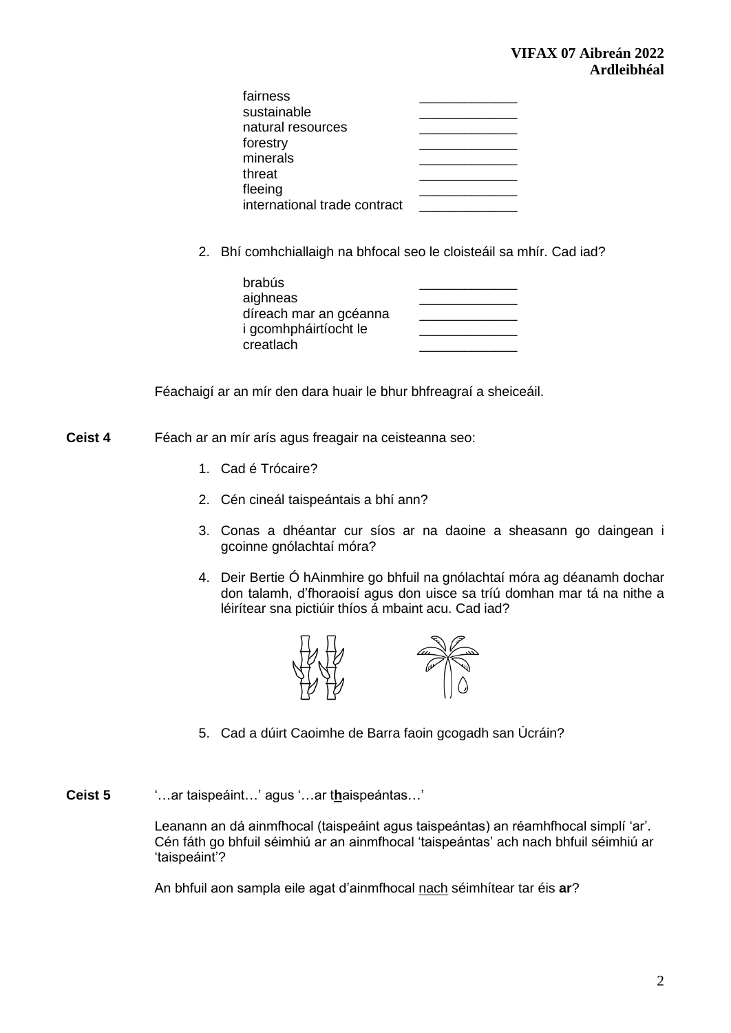| | |
|---|---|
| fairness | _____________ |
| sustainable | _____________ |
| natural resources | _____________ |
| forestry | _____________ |
| minerals | _____________ |
| threat | _____________ |
| fleeing | _____________ |
| international trade contract | _____________ |

2. Bhí comhchiallaigh na bhfocal seo le cloisteáil sa mhír. Cad iad?

| | |
|---|---|
| brabús | _____________ |
| aighneas | _____________ |
| díreach mar an gcéanna | _____________ |
| i gcomhpháirtíocht le | _____________ |
| creatlach | _____________ |

Féachaigí ar an mír den dara huair le bhur bhfreagraí a sheiceáil.

**Ceist 4** Féach ar an mír arís agus freagair na ceisteanna seo:

1. Cad é Trócaire?
2. Cén cineál taispeántais a bhí ann?
3. Conas a dhéantar cur síos ar na daoine a sheasann go daingean i gcoinne gnólachtaí móra?
4. Deir Bertie Ó hAinmhire go bhfuil na gnólachtaí móra ag déanamh dochar don talamh, d'fhoraoisí agus don uisce sa tríú domhan mar tá na nithe a léirítear sna pictiúir thíos á mbaint acu. Cad iad?
5. Cad a dúirt Caoimhe de Barra faoin gcogadh san Úcráin?

**Ceist 5** '…ar taispeáint…' agus '…ar t**h**aispeántas…'

Leanann an dá ainmfhocal (taispeáint agus taispeántas) an réamhfhocal simplí 'ar'. Cén fáth go bhfuil séimhiú ar an ainmfhocal 'taispeántas' ach nach bhfuil séimhiú ar 'taispeáint'?

An bhfuil aon sampla eile agat d'ainmfhocal <u>nach</u> séimhítear tar éis **ar**?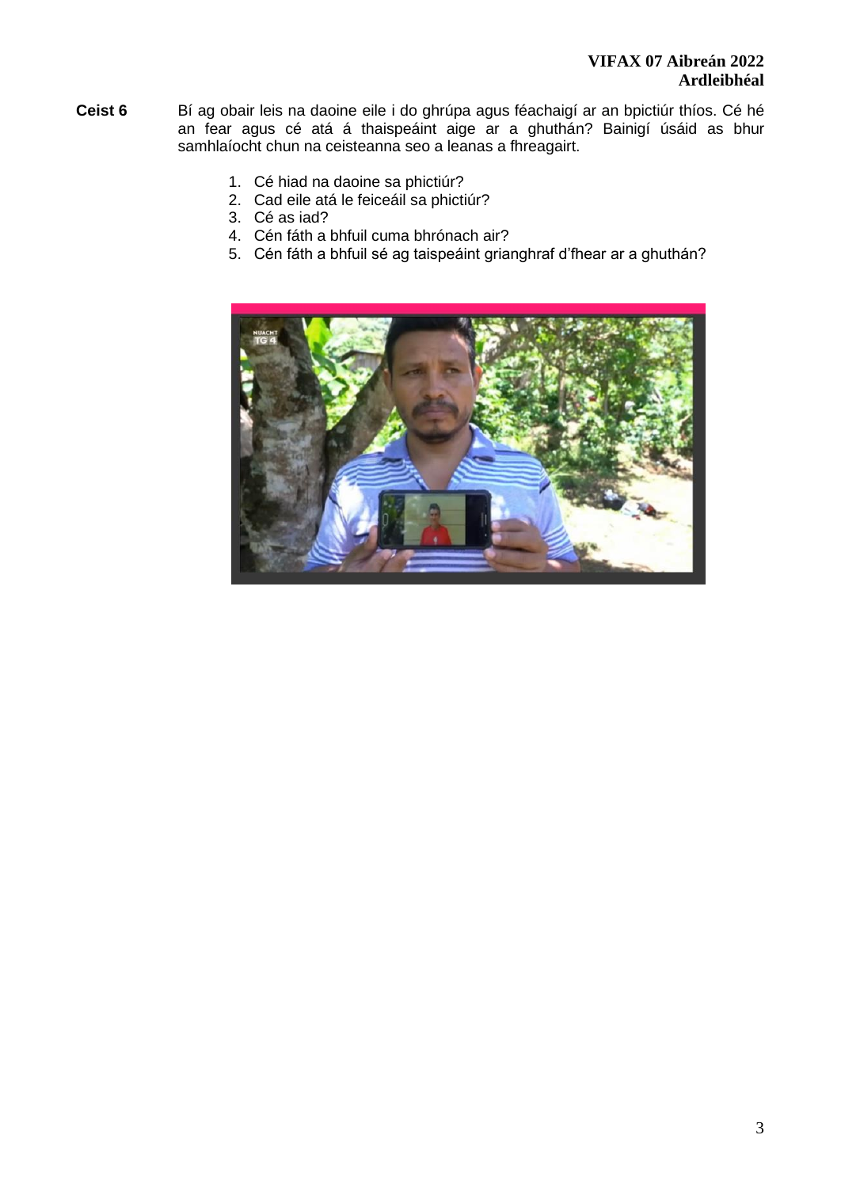**Ceist 6** Bí ag obair leis na daoine eile i do ghrúpa agus féachaigí ar an bpictiúr thíos. Cé hé an fear agus cé atá á thaispeáint aige ar a ghuthán? Bainigí úsáid as bhur samhlaíocht chun na ceisteanna seo a leanas a fhreagairt.

1. Cé hiad na daoine sa phictiúr?
2. Cad eile atá le feiceáil sa phictiúr?
3. Cé as iad?
4. Cén fáth a bhfuil cuma bhrónach air?
5. Cén fáth a bhfuil sé ag taispeáint grianghraf d'fhear ar a ghuthán?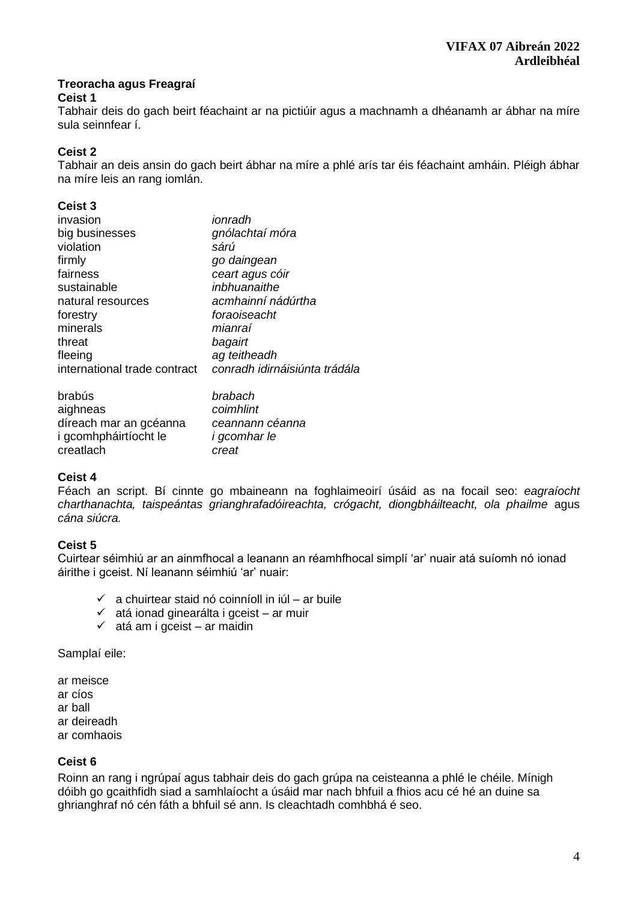## Treoracha agus Freagraí

### Ceist 1

Tabhair deis do gach beirt féachaint ar na pictiúir agus a machnamh a dhéanamh ar ábhar na míre sula seinnfear í.

### Ceist 2

Tabhair an deis ansin do gach beirt ábhar na míre a phlé arís tar éis féachaint amháin. Pléigh ábhar na míre leis an rang iomlán.

### Ceist 3

| | |
|---|---|
| invasion | *ionradh* |
| big businesses | *gnólachtaí móra* |
| violation | *sárú* |
| firmly | *go daingean* |
| fairness | *ceart agus cóir* |
| sustainable | *inbhuanaithe* |
| natural resources | *acmhainní nádúrtha* |
| forestry | *foraoiseacht* |
| minerals | *mianraí* |
| threat | *bagairt* |
| fleeing | *ag teitheadh* |
| international trade contract | *conradh idirnáisiúnta trádála* |

| | |
|---|---|
| brabús | *brabach* |
| aighneas | *coimhlint* |
| díreach mar an gcéanna | *ceannann céanna* |
| i gcomhpháirtíocht le | *i gcomhar le* |
| creatlach | *creat* |

### Ceist 4

Féach an script. Bí cinnte go mbaineann na foghlaimeoirí úsáid as na focail seo: *eagraíocht charthanachta, taispeántas grianghrafadóireachta, crógacht, diongbháilteacht, ola phailme* agus *cána siúcra.*

### Ceist 5

Cuirtear séimhiú ar an ainmfhocal a leanann an réamhfhocal simplí 'ar' nuair atá suíomh nó ionad áirithe i gceist. Ní leanann séimhiú 'ar' nuair:

- ✓ a chuirtear staid nó coinníoll in iúl – ar buile
- ✓ atá ionad ginearálta i gceist – ar muir
- ✓ atá am i gceist – ar maidin

Samplaí eile:

ar meisce
ar cíos
ar ball
ar deireadh
ar comhaois

### Ceist 6

Roinn an rang i ngrúpaí agus tabhair deis do gach grúpa na ceisteanna a phlé le chéile. Mínigh dóibh go gcaithfidh siad a samhlaíocht a úsáid mar nach bhfuil a fhios acu cé hé an duine sa ghrianghraf nó cén fáth a bhfuil sé ann. Is cleachtadh comhbhá é seo.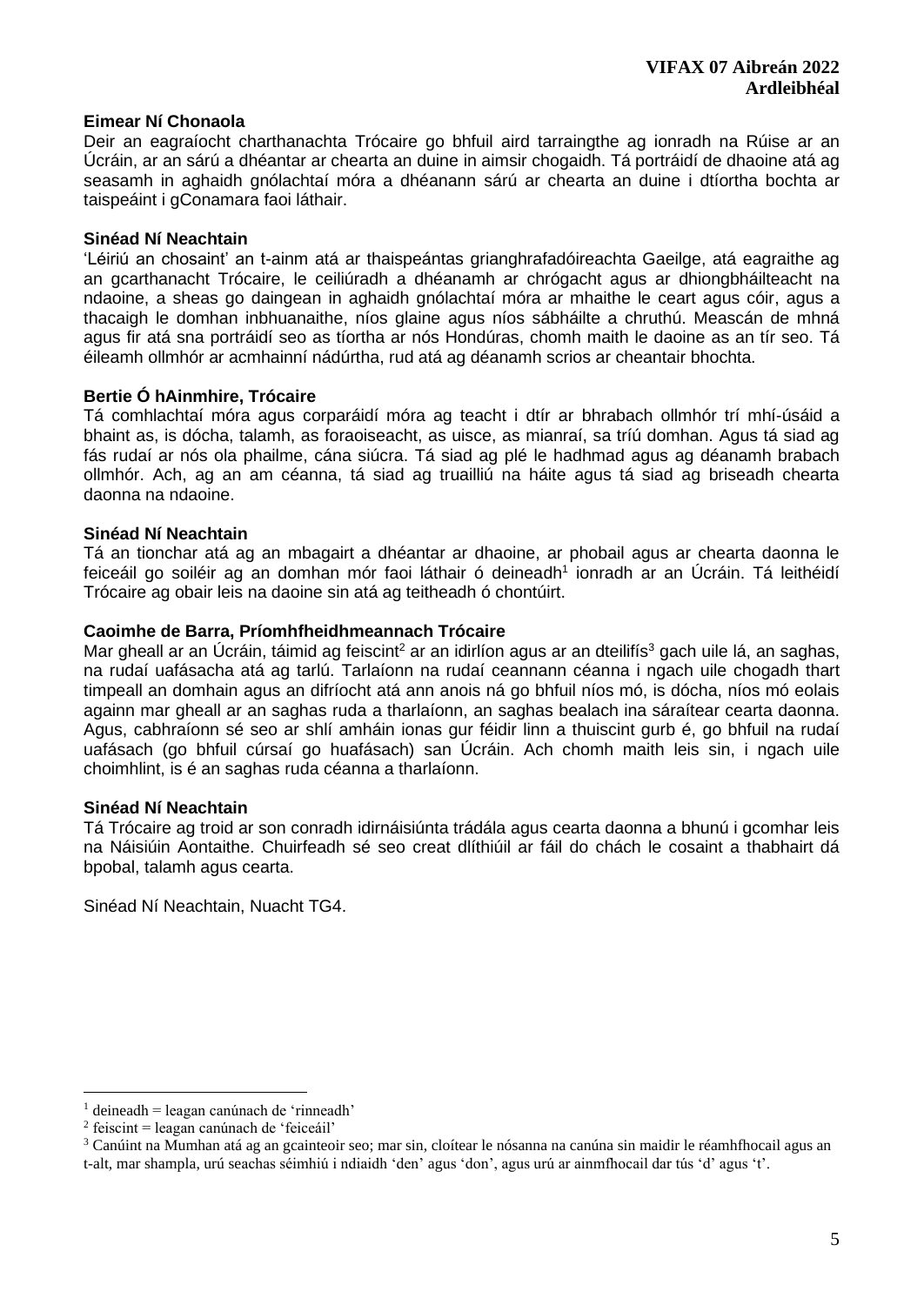**VIFAX 07 Aibreán 2022**
**Ardleibhéal**

**Eimear Ní Chonaola**

Deir an eagraíocht charthanachta Trócaire go bhfuil aird tarraingthe ag ionradh na Rúise ar an Úcráin, ar an sárú a dhéantar ar chearta an duine in aimsir chogaidh. Tá portráidí de dhaoine atá ag seasamh in aghaidh gnólachtaí móra a dhéanann sárú ar chearta an duine i dtíortha bochta ar taispeáint i gConamara faoi láthair.

**Sinéad Ní Neachtain**

'Léiriú an chosaint' an t-ainm atá ar thaispeántas grianghrafadóireachta Gaeilge, atá eagraithe ag an gcarthanacht Trócaire, le ceiliúradh a dhéanamh ar chrógacht agus ar dhiongbháilteacht na ndaoine, a sheas go daingean in aghaidh gnólachtaí móra ar mhaithe le ceart agus cóir, agus a thacaigh le domhan inbhuanaithe, níos glaine agus níos sábháilte a chruthú. Meascán de mhná agus fir atá sna portráidí seo as tíortha ar nós Hondúras, chomh maith le daoine as an tír seo. Tá éileamh ollmhór ar acmhainní nádúrtha, rud atá ag déanamh scrios ar cheantair bhochta.

**Bertie Ó hAinmhire, Trócaire**

Tá comhlachtaí móra agus corparáidí móra ag teacht i dtír ar bhrabach ollmhór trí mhí-úsáid a bhaint as, is dócha, talamh, as foraoiseacht, as uisce, as mianraí, sa tríú domhan. Agus tá siad ag fás rudaí ar nós ola phailme, cána siúcra. Tá siad ag plé le hadhmad agus ag déanamh brabach ollmhór. Ach, ag an am céanna, tá siad ag truailliú na háite agus tá siad ag briseadh chearta daonna na ndaoine.

**Sinéad Ní Neachtain**

Tá an tionchar atá ag an mbagairt a dhéantar ar dhaoine, ar phobail agus ar chearta daonna le feiceáil go soiléir ag an domhan mór faoi láthair ó deineadh[1] ionradh ar an Úcráin. Tá leithéidí Trócaire ag obair leis na daoine sin atá ag teitheadh ó chontúirt.

**Caoimhe de Barra, Príomhfheidhmeannach Trócaire**

Mar gheall ar an Úcráin, táimid ag feiscint[2] ar an idirlíon agus ar an dteilifís[3] gach uile lá, an saghas, na rudaí uafásacha atá ag tarlú. Tarlaíonn na rudaí ceannann céanna i ngach uile chogadh thart timpeall an domhain agus an difríocht atá ann anois ná go bhfuil níos mó, is dócha, níos mó eolais againn mar gheall ar an saghas ruda a tharlaíonn, an saghas bealach ina sáraítear cearta daonna. Agus, cabhraíonn sé seo ar shlí amháin ionas gur féidir linn a thuiscint gurb é, go bhfuil na rudaí uafásach (go bhfuil cúrsaí go huafásach) san Úcráin. Ach chomh maith leis sin, i ngach uile choimhlint, is é an saghas ruda céanna a tharlaíonn.

**Sinéad Ní Neachtain**

Tá Trócaire ag troid ar son conradh idirnáisiúnta trádála agus cearta daonna a bhunú i gcomhar leis na Náisiúin Aontaithe. Chuirfeadh sé seo creat dlíthiúil ar fáil do chách le cosaint a thabhairt dá bpobal, talamh agus cearta.

Sinéad Ní Neachtain, Nuacht TG4.

---

[1] deineadh = leagan canúnach de 'rinneadh'

[2] feiscint = leagan canúnach de 'feiceáil'

[3] Canúint na Mumhan atá ag an gcainteoir seo; mar sin, cloítear le nósanna na canúna sin maidir le réamhfhocail agus an t-alt, mar shampla, urú seachas séimhiú i ndiaidh 'den' agus 'don', agus urú ar ainmfhocail dar tús 'd' agus 't'.